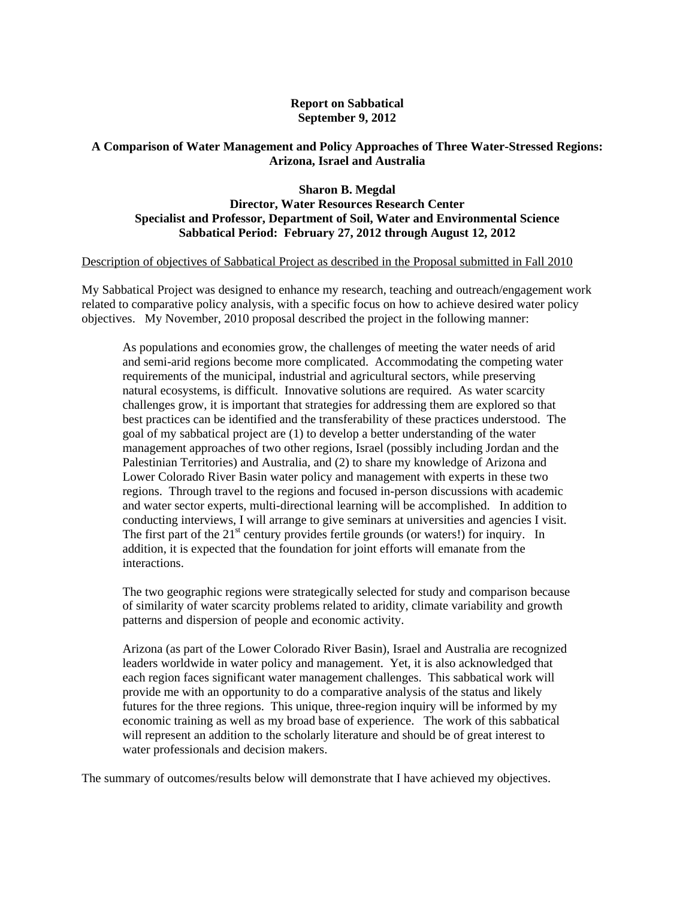**Report on Sabbatical**
**September 9, 2012**

**A Comparison of Water Management and Policy Approaches of Three Water-Stressed Regions: Arizona, Israel and Australia**

**Sharon B. Megdal**
**Director, Water Resources Research Center**
**Specialist and Professor, Department of Soil, Water and Environmental Science**
**Sabbatical Period: February 27, 2012 through August 12, 2012**

<u>Description of objectives of Sabbatical Project as described in the Proposal submitted in Fall 2010</u>

My Sabbatical Project was designed to enhance my research, teaching and outreach/engagement work related to comparative policy analysis, with a specific focus on how to achieve desired water policy objectives. My November, 2010 proposal described the project in the following manner:

> As populations and economies grow, the challenges of meeting the water needs of arid and semi-arid regions become more complicated. Accommodating the competing water requirements of the municipal, industrial and agricultural sectors, while preserving natural ecosystems, is difficult. Innovative solutions are required. As water scarcity challenges grow, it is important that strategies for addressing them are explored so that best practices can be identified and the transferability of these practices understood. The goal of my sabbatical project are (1) to develop a better understanding of the water management approaches of two other regions, Israel (possibly including Jordan and the Palestinian Territories) and Australia, and (2) to share my knowledge of Arizona and Lower Colorado River Basin water policy and management with experts in these two regions. Through travel to the regions and focused in-person discussions with academic and water sector experts, multi-directional learning will be accomplished. In addition to conducting interviews, I will arrange to give seminars at universities and agencies I visit. The first part of the 21st century provides fertile grounds (or waters!) for inquiry. In addition, it is expected that the foundation for joint efforts will emanate from the interactions.
>
> The two geographic regions were strategically selected for study and comparison because of similarity of water scarcity problems related to aridity, climate variability and growth patterns and dispersion of people and economic activity.
>
> Arizona (as part of the Lower Colorado River Basin), Israel and Australia are recognized leaders worldwide in water policy and management. Yet, it is also acknowledged that each region faces significant water management challenges. This sabbatical work will provide me with an opportunity to do a comparative analysis of the status and likely futures for the three regions. This unique, three-region inquiry will be informed by my economic training as well as my broad base of experience. The work of this sabbatical will represent an addition to the scholarly literature and should be of great interest to water professionals and decision makers.

The summary of outcomes/results below will demonstrate that I have achieved my objectives.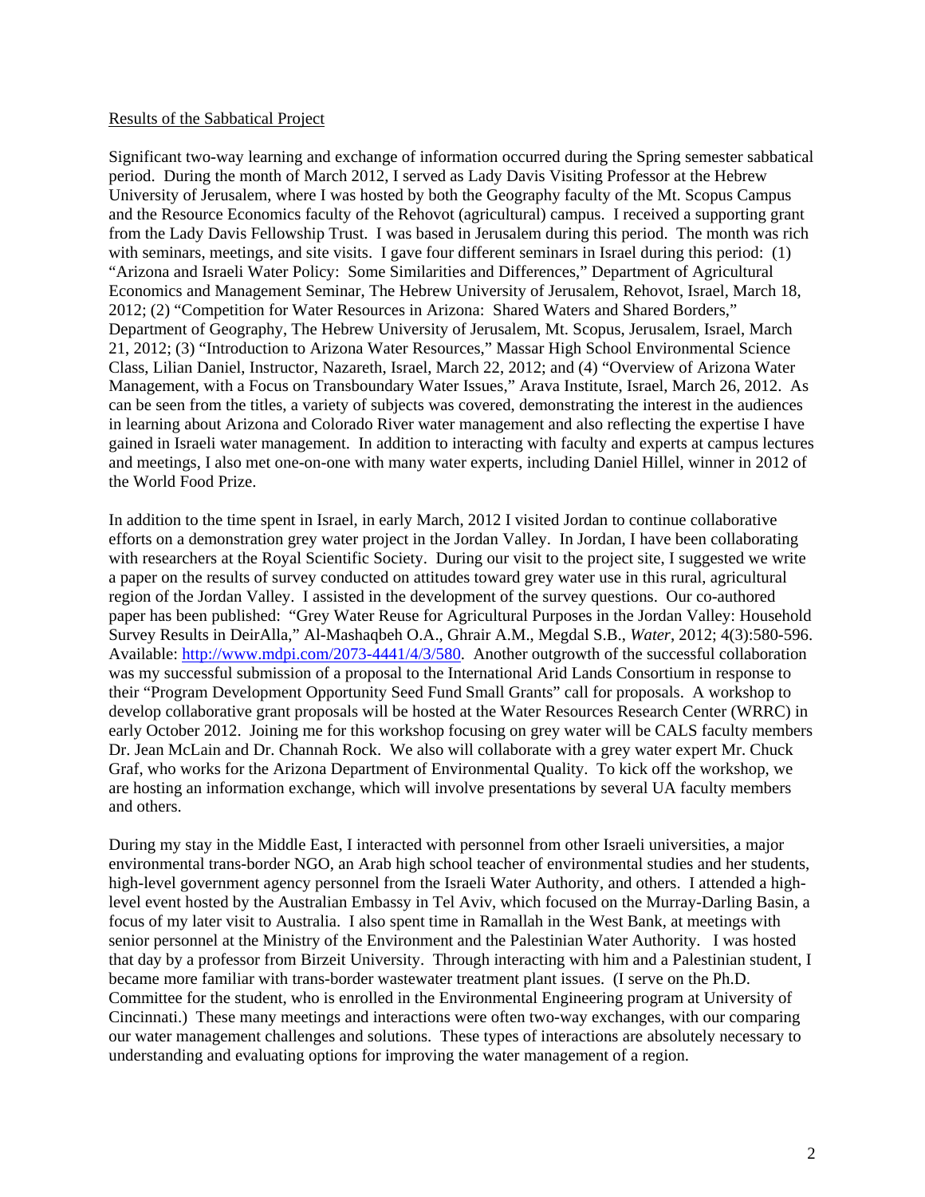Results of the Sabbatical Project

Significant two-way learning and exchange of information occurred during the Spring semester sabbatical period. During the month of March 2012, I served as Lady Davis Visiting Professor at the Hebrew University of Jerusalem, where I was hosted by both the Geography faculty of the Mt. Scopus Campus and the Resource Economics faculty of the Rehovot (agricultural) campus. I received a supporting grant from the Lady Davis Fellowship Trust. I was based in Jerusalem during this period. The month was rich with seminars, meetings, and site visits. I gave four different seminars in Israel during this period: (1) "Arizona and Israeli Water Policy: Some Similarities and Differences," Department of Agricultural Economics and Management Seminar, The Hebrew University of Jerusalem, Rehovot, Israel, March 18, 2012; (2) "Competition for Water Resources in Arizona: Shared Waters and Shared Borders," Department of Geography, The Hebrew University of Jerusalem, Mt. Scopus, Jerusalem, Israel, March 21, 2012; (3) "Introduction to Arizona Water Resources," Massar High School Environmental Science Class, Lilian Daniel, Instructor, Nazareth, Israel, March 22, 2012; and (4) "Overview of Arizona Water Management, with a Focus on Transboundary Water Issues," Arava Institute, Israel, March 26, 2012. As can be seen from the titles, a variety of subjects was covered, demonstrating the interest in the audiences in learning about Arizona and Colorado River water management and also reflecting the expertise I have gained in Israeli water management. In addition to interacting with faculty and experts at campus lectures and meetings, I also met one-on-one with many water experts, including Daniel Hillel, winner in 2012 of the World Food Prize.

In addition to the time spent in Israel, in early March, 2012 I visited Jordan to continue collaborative efforts on a demonstration grey water project in the Jordan Valley. In Jordan, I have been collaborating with researchers at the Royal Scientific Society. During our visit to the project site, I suggested we write a paper on the results of survey conducted on attitudes toward grey water use in this rural, agricultural region of the Jordan Valley. I assisted in the development of the survey questions. Our co-authored paper has been published: "Grey Water Reuse for Agricultural Purposes in the Jordan Valley: Household Survey Results in DeirAlla," Al-Mashaqbeh O.A., Ghrair A.M., Megdal S.B., *Water*, 2012; 4(3):580-596. Available: [http://www.mdpi.com/2073-4441/4/3/580](http://www.mdpi.com/2073-4441/4/3/580). Another outgrowth of the successful collaboration was my successful submission of a proposal to the International Arid Lands Consortium in response to their "Program Development Opportunity Seed Fund Small Grants" call for proposals. A workshop to develop collaborative grant proposals will be hosted at the Water Resources Research Center (WRRC) in early October 2012. Joining me for this workshop focusing on grey water will be CALS faculty members Dr. Jean McLain and Dr. Channah Rock. We also will collaborate with a grey water expert Mr. Chuck Graf, who works for the Arizona Department of Environmental Quality. To kick off the workshop, we are hosting an information exchange, which will involve presentations by several UA faculty members and others.

During my stay in the Middle East, I interacted with personnel from other Israeli universities, a major environmental trans-border NGO, an Arab high school teacher of environmental studies and her students, high-level government agency personnel from the Israeli Water Authority, and others. I attended a high-level event hosted by the Australian Embassy in Tel Aviv, which focused on the Murray-Darling Basin, a focus of my later visit to Australia. I also spent time in Ramallah in the West Bank, at meetings with senior personnel at the Ministry of the Environment and the Palestinian Water Authority. I was hosted that day by a professor from Birzeit University. Through interacting with him and a Palestinian student, I became more familiar with trans-border wastewater treatment plant issues. (I serve on the Ph.D. Committee for the student, who is enrolled in the Environmental Engineering program at University of Cincinnati.) These many meetings and interactions were often two-way exchanges, with our comparing our water management challenges and solutions. These types of interactions are absolutely necessary to understanding and evaluating options for improving the water management of a region.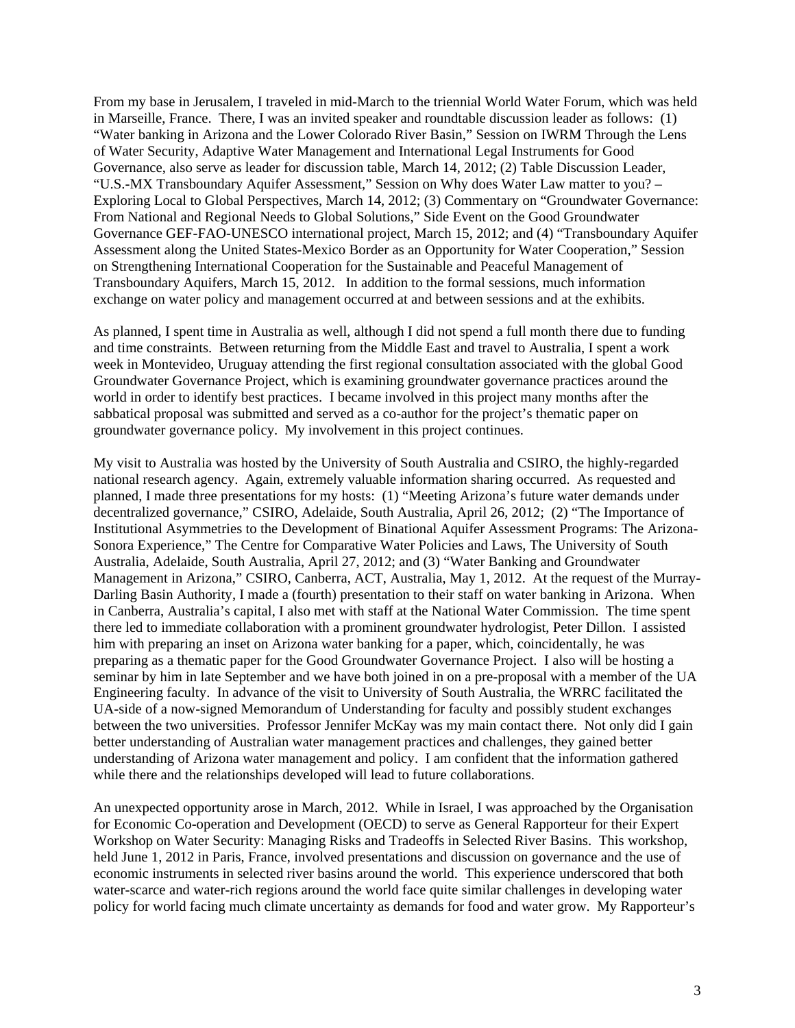From my base in Jerusalem, I traveled in mid-March to the triennial World Water Forum, which was held in Marseille, France. There, I was an invited speaker and roundtable discussion leader as follows: (1) "Water banking in Arizona and the Lower Colorado River Basin," Session on IWRM Through the Lens of Water Security, Adaptive Water Management and International Legal Instruments for Good Governance, also serve as leader for discussion table, March 14, 2012; (2) Table Discussion Leader, "U.S.-MX Transboundary Aquifer Assessment," Session on Why does Water Law matter to you? – Exploring Local to Global Perspectives, March 14, 2012; (3) Commentary on "Groundwater Governance: From National and Regional Needs to Global Solutions," Side Event on the Good Groundwater Governance GEF-FAO-UNESCO international project, March 15, 2012; and (4) "Transboundary Aquifer Assessment along the United States-Mexico Border as an Opportunity for Water Cooperation," Session on Strengthening International Cooperation for the Sustainable and Peaceful Management of Transboundary Aquifers, March 15, 2012. In addition to the formal sessions, much information exchange on water policy and management occurred at and between sessions and at the exhibits.

As planned, I spent time in Australia as well, although I did not spend a full month there due to funding and time constraints. Between returning from the Middle East and travel to Australia, I spent a work week in Montevideo, Uruguay attending the first regional consultation associated with the global Good Groundwater Governance Project, which is examining groundwater governance practices around the world in order to identify best practices. I became involved in this project many months after the sabbatical proposal was submitted and served as a co-author for the project's thematic paper on groundwater governance policy. My involvement in this project continues.

My visit to Australia was hosted by the University of South Australia and CSIRO, the highly-regarded national research agency. Again, extremely valuable information sharing occurred. As requested and planned, I made three presentations for my hosts: (1) "Meeting Arizona's future water demands under decentralized governance," CSIRO, Adelaide, South Australia, April 26, 2012; (2) "The Importance of Institutional Asymmetries to the Development of Binational Aquifer Assessment Programs: The Arizona-Sonora Experience," The Centre for Comparative Water Policies and Laws, The University of South Australia, Adelaide, South Australia, April 27, 2012; and (3) "Water Banking and Groundwater Management in Arizona," CSIRO, Canberra, ACT, Australia, May 1, 2012. At the request of the Murray-Darling Basin Authority, I made a (fourth) presentation to their staff on water banking in Arizona. When in Canberra, Australia's capital, I also met with staff at the National Water Commission. The time spent there led to immediate collaboration with a prominent groundwater hydrologist, Peter Dillon. I assisted him with preparing an inset on Arizona water banking for a paper, which, coincidentally, he was preparing as a thematic paper for the Good Groundwater Governance Project. I also will be hosting a seminar by him in late September and we have both joined in on a pre-proposal with a member of the UA Engineering faculty. In advance of the visit to University of South Australia, the WRRC facilitated the UA-side of a now-signed Memorandum of Understanding for faculty and possibly student exchanges between the two universities. Professor Jennifer McKay was my main contact there. Not only did I gain better understanding of Australian water management practices and challenges, they gained better understanding of Arizona water management and policy. I am confident that the information gathered while there and the relationships developed will lead to future collaborations.

An unexpected opportunity arose in March, 2012. While in Israel, I was approached by the Organisation for Economic Co-operation and Development (OECD) to serve as General Rapporteur for their Expert Workshop on Water Security: Managing Risks and Tradeoffs in Selected River Basins. This workshop, held June 1, 2012 in Paris, France, involved presentations and discussion on governance and the use of economic instruments in selected river basins around the world. This experience underscored that both water-scarce and water-rich regions around the world face quite similar challenges in developing water policy for world facing much climate uncertainty as demands for food and water grow. My Rapporteur's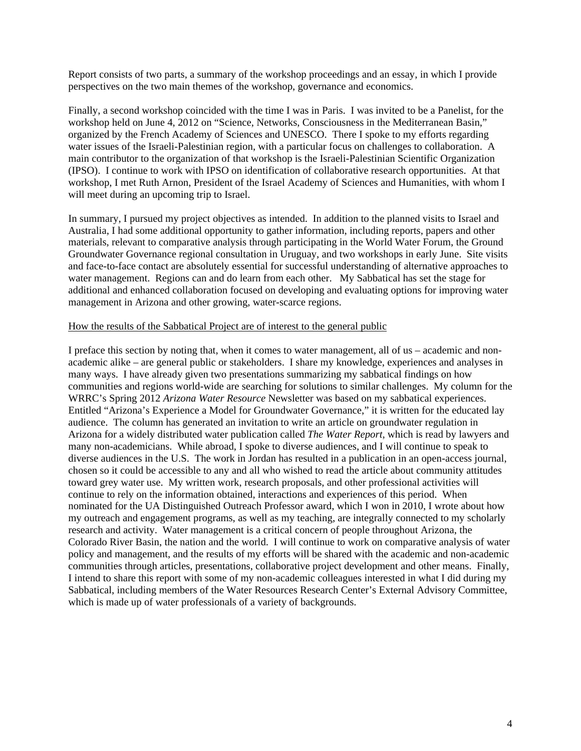Report consists of two parts, a summary of the workshop proceedings and an essay, in which I provide perspectives on the two main themes of the workshop, governance and economics.

Finally, a second workshop coincided with the time I was in Paris. I was invited to be a Panelist, for the workshop held on June 4, 2012 on "Science, Networks, Consciousness in the Mediterranean Basin," organized by the French Academy of Sciences and UNESCO. There I spoke to my efforts regarding water issues of the Israeli-Palestinian region, with a particular focus on challenges to collaboration. A main contributor to the organization of that workshop is the Israeli-Palestinian Scientific Organization (IPSO). I continue to work with IPSO on identification of collaborative research opportunities. At that workshop, I met Ruth Arnon, President of the Israel Academy of Sciences and Humanities, with whom I will meet during an upcoming trip to Israel.

In summary, I pursued my project objectives as intended. In addition to the planned visits to Israel and Australia, I had some additional opportunity to gather information, including reports, papers and other materials, relevant to comparative analysis through participating in the World Water Forum, the Ground Groundwater Governance regional consultation in Uruguay, and two workshops in early June. Site visits and face-to-face contact are absolutely essential for successful understanding of alternative approaches to water management. Regions can and do learn from each other. My Sabbatical has set the stage for additional and enhanced collaboration focused on developing and evaluating options for improving water management in Arizona and other growing, water-scarce regions.

<u>How the results of the Sabbatical Project are of interest to the general public</u>

I preface this section by noting that, when it comes to water management, all of us – academic and non-academic alike – are general public or stakeholders. I share my knowledge, experiences and analyses in many ways. I have already given two presentations summarizing my sabbatical findings on how communities and regions world-wide are searching for solutions to similar challenges. My column for the WRRC's Spring 2012 *Arizona Water Resource* Newsletter was based on my sabbatical experiences. Entitled "Arizona's Experience a Model for Groundwater Governance," it is written for the educated lay audience. The column has generated an invitation to write an article on groundwater regulation in Arizona for a widely distributed water publication called *The Water Report*, which is read by lawyers and many non-academicians. While abroad, I spoke to diverse audiences, and I will continue to speak to diverse audiences in the U.S. The work in Jordan has resulted in a publication in an open-access journal, chosen so it could be accessible to any and all who wished to read the article about community attitudes toward grey water use. My written work, research proposals, and other professional activities will continue to rely on the information obtained, interactions and experiences of this period. When nominated for the UA Distinguished Outreach Professor award, which I won in 2010, I wrote about how my outreach and engagement programs, as well as my teaching, are integrally connected to my scholarly research and activity. Water management is a critical concern of people throughout Arizona, the Colorado River Basin, the nation and the world. I will continue to work on comparative analysis of water policy and management, and the results of my efforts will be shared with the academic and non-academic communities through articles, presentations, collaborative project development and other means. Finally, I intend to share this report with some of my non-academic colleagues interested in what I did during my Sabbatical, including members of the Water Resources Research Center's External Advisory Committee, which is made up of water professionals of a variety of backgrounds.